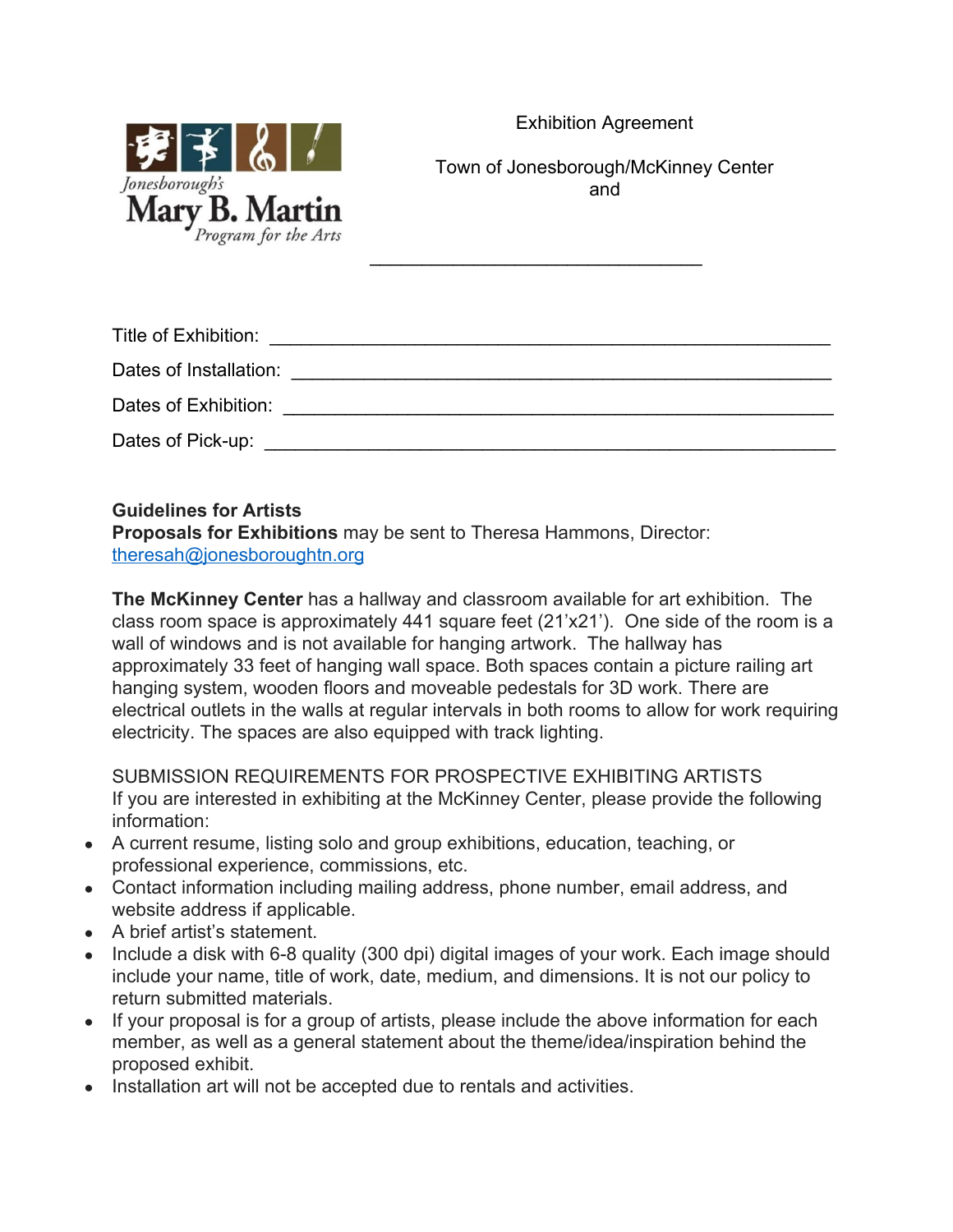Jonesborough's Mary B. Martin Program for the Arts

Exhibition Agreement

Town of Jonesborough/McKinney Center
and

\_\_\_\_\_\_\_\_\_\_\_\_\_\_\_\_\_\_\_\_\_\_\_\_\_\_\_\_\_\_\_\_

Title of Exhibition: \_\_\_\_\_\_\_\_\_\_\_\_\_\_\_\_\_\_\_\_\_\_\_\_\_\_\_\_\_\_\_\_\_\_\_\_\_\_\_\_\_\_\_\_\_\_\_\_\_\_\_\_\_

Dates of Installation: \_\_\_\_\_\_\_\_\_\_\_\_\_\_\_\_\_\_\_\_\_\_\_\_\_\_\_\_\_\_\_\_\_\_\_\_\_\_\_\_\_\_\_\_\_\_\_\_\_\_

Dates of Exhibition: \_\_\_\_\_\_\_\_\_\_\_\_\_\_\_\_\_\_\_\_\_\_\_\_\_\_\_\_\_\_\_\_\_\_\_\_\_\_\_\_\_\_\_\_\_\_\_\_\_\_\_

Dates of Pick-up: \_\_\_\_\_\_\_\_\_\_\_\_\_\_\_\_\_\_\_\_\_\_\_\_\_\_\_\_\_\_\_\_\_\_\_\_\_\_\_\_\_\_\_\_\_\_\_\_\_\_\_\_\_\_

**Guidelines for Artists**

**Proposals for Exhibitions** may be sent to Theresa Hammons, Director: theresah@jonesboroughtn.org

**The McKinney Center** has a hallway and classroom available for art exhibition. The class room space is approximately 441 square feet (21'x21'). One side of the room is a wall of windows and is not available for hanging artwork. The hallway has approximately 33 feet of hanging wall space. Both spaces contain a picture railing art hanging system, wooden floors and moveable pedestals for 3D work. There are electrical outlets in the walls at regular intervals in both rooms to allow for work requiring electricity. The spaces are also equipped with track lighting.

SUBMISSION REQUIREMENTS FOR PROSPECTIVE EXHIBITING ARTISTS

If you are interested in exhibiting at the McKinney Center, please provide the following information:

- A current resume, listing solo and group exhibitions, education, teaching, or professional experience, commissions, etc.
- Contact information including mailing address, phone number, email address, and website address if applicable.
- A brief artist's statement.
- Include a disk with 6-8 quality (300 dpi) digital images of your work. Each image should include your name, title of work, date, medium, and dimensions. It is not our policy to return submitted materials.
- If your proposal is for a group of artists, please include the above information for each member, as well as a general statement about the theme/idea/inspiration behind the proposed exhibit.
- Installation art will not be accepted due to rentals and activities.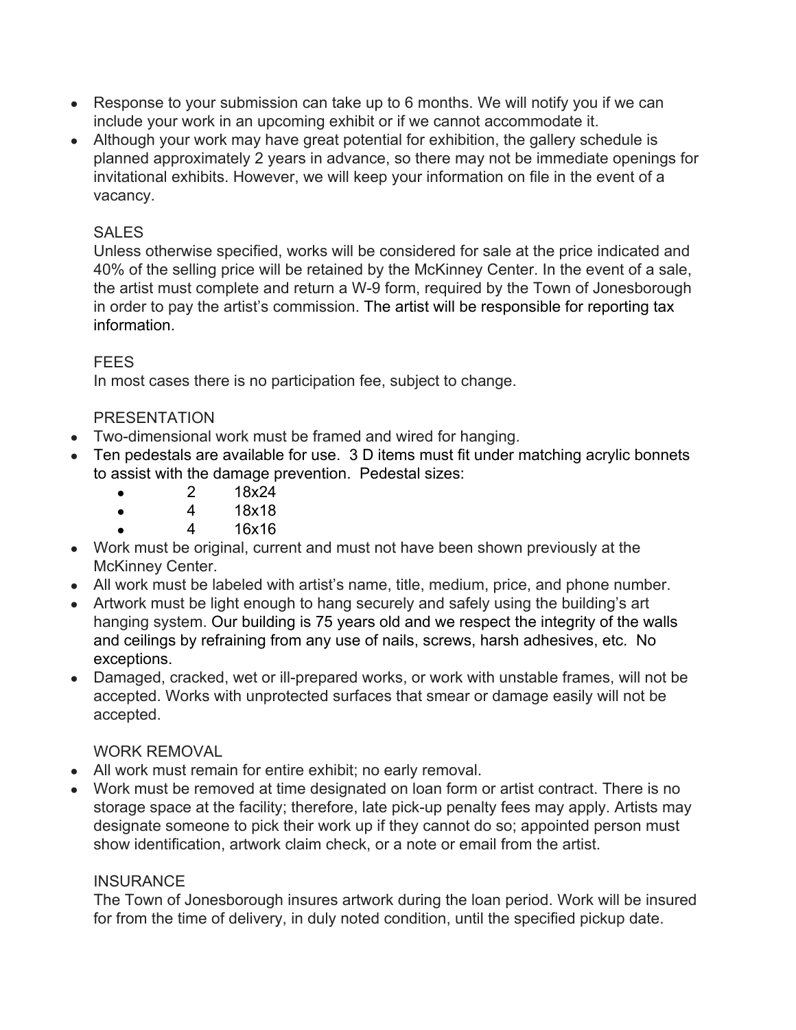- Response to your submission can take up to 6 months. We will notify you if we can include your work in an upcoming exhibit or if we cannot accommodate it.
- Although your work may have great potential for exhibition, the gallery schedule is planned approximately 2 years in advance, so there may not be immediate openings for invitational exhibits. However, we will keep your information on file in the event of a vacancy.

SALES

Unless otherwise specified, works will be considered for sale at the price indicated and 40% of the selling price will be retained by the McKinney Center. In the event of a sale, the artist must complete and return a W-9 form, required by the Town of Jonesborough in order to pay the artist's commission. The artist will be responsible for reporting tax information.

FEES

In most cases there is no participation fee, subject to change.

PRESENTATION

- Two-dimensional work must be framed and wired for hanging.
- Ten pedestals are available for use. 3 D items must fit under matching acrylic bonnets to assist with the damage prevention. Pedestal sizes:
  - 2 18x24
  - 4 18x18
  - 4 16x16
- Work must be original, current and must not have been shown previously at the McKinney Center.
- All work must be labeled with artist's name, title, medium, price, and phone number.
- Artwork must be light enough to hang securely and safely using the building's art hanging system. Our building is 75 years old and we respect the integrity of the walls and ceilings by refraining from any use of nails, screws, harsh adhesives, etc. No exceptions.
- Damaged, cracked, wet or ill-prepared works, or work with unstable frames, will not be accepted. Works with unprotected surfaces that smear or damage easily will not be accepted.

WORK REMOVAL

- All work must remain for entire exhibit; no early removal.
- Work must be removed at time designated on loan form or artist contract. There is no storage space at the facility; therefore, late pick-up penalty fees may apply. Artists may designate someone to pick their work up if they cannot do so; appointed person must show identification, artwork claim check, or a note or email from the artist.

INSURANCE

The Town of Jonesborough insures artwork during the loan period. Work will be insured for from the time of delivery, in duly noted condition, until the specified pickup date.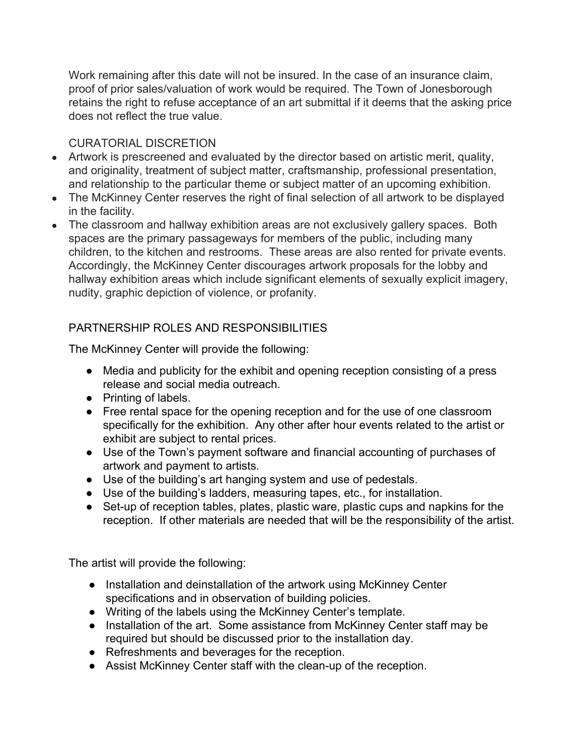Work remaining after this date will not be insured. In the case of an insurance claim, proof of prior sales/valuation of work would be required. The Town of Jonesborough retains the right to refuse acceptance of an art submittal if it deems that the asking price does not reflect the true value.

CURATORIAL DISCRETION

- Artwork is prescreened and evaluated by the director based on artistic merit, quality, and originality, treatment of subject matter, craftsmanship, professional presentation, and relationship to the particular theme or subject matter of an upcoming exhibition.
- The McKinney Center reserves the right of final selection of all artwork to be displayed in the facility.
- The classroom and hallway exhibition areas are not exclusively gallery spaces. Both spaces are the primary passageways for members of the public, including many children, to the kitchen and restrooms. These areas are also rented for private events. Accordingly, the McKinney Center discourages artwork proposals for the lobby and hallway exhibition areas which include significant elements of sexually explicit imagery, nudity, graphic depiction of violence, or profanity.

PARTNERSHIP ROLES AND RESPONSIBILITIES

The McKinney Center will provide the following:

- Media and publicity for the exhibit and opening reception consisting of a press release and social media outreach.
- Printing of labels.
- Free rental space for the opening reception and for the use of one classroom specifically for the exhibition. Any other after hour events related to the artist or exhibit are subject to rental prices.
- Use of the Town's payment software and financial accounting of purchases of artwork and payment to artists.
- Use of the building's art hanging system and use of pedestals.
- Use of the building's ladders, measuring tapes, etc., for installation.
- Set-up of reception tables, plates, plastic ware, plastic cups and napkins for the reception. If other materials are needed that will be the responsibility of the artist.

The artist will provide the following:

- Installation and deinstallation of the artwork using McKinney Center specifications and in observation of building policies.
- Writing of the labels using the McKinney Center's template.
- Installation of the art. Some assistance from McKinney Center staff may be required but should be discussed prior to the installation day.
- Refreshments and beverages for the reception.
- Assist McKinney Center staff with the clean-up of the reception.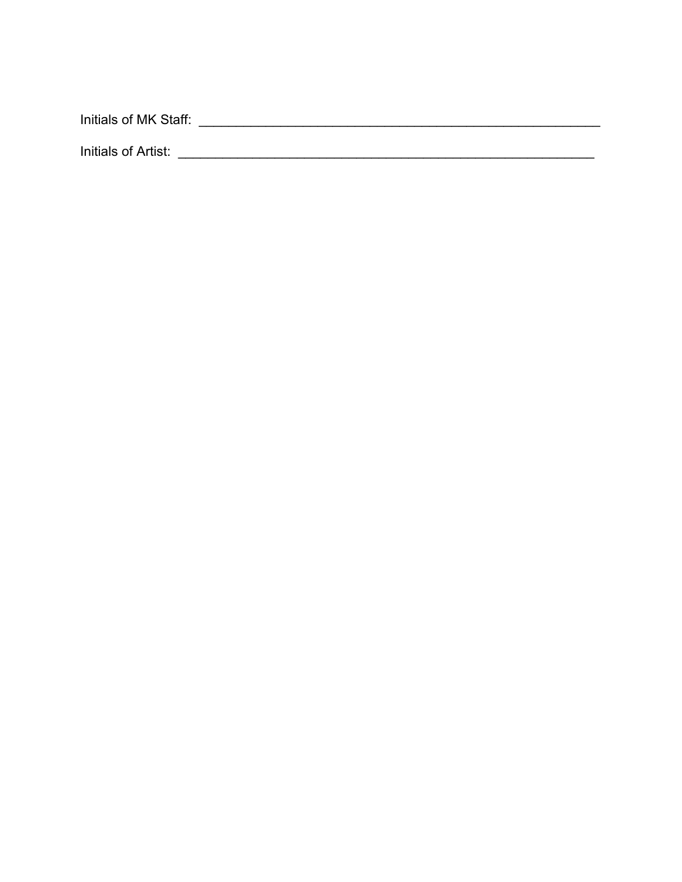Initials of MK Staff: ________________________________________________________

Initials of Artist: __________________________________________________________